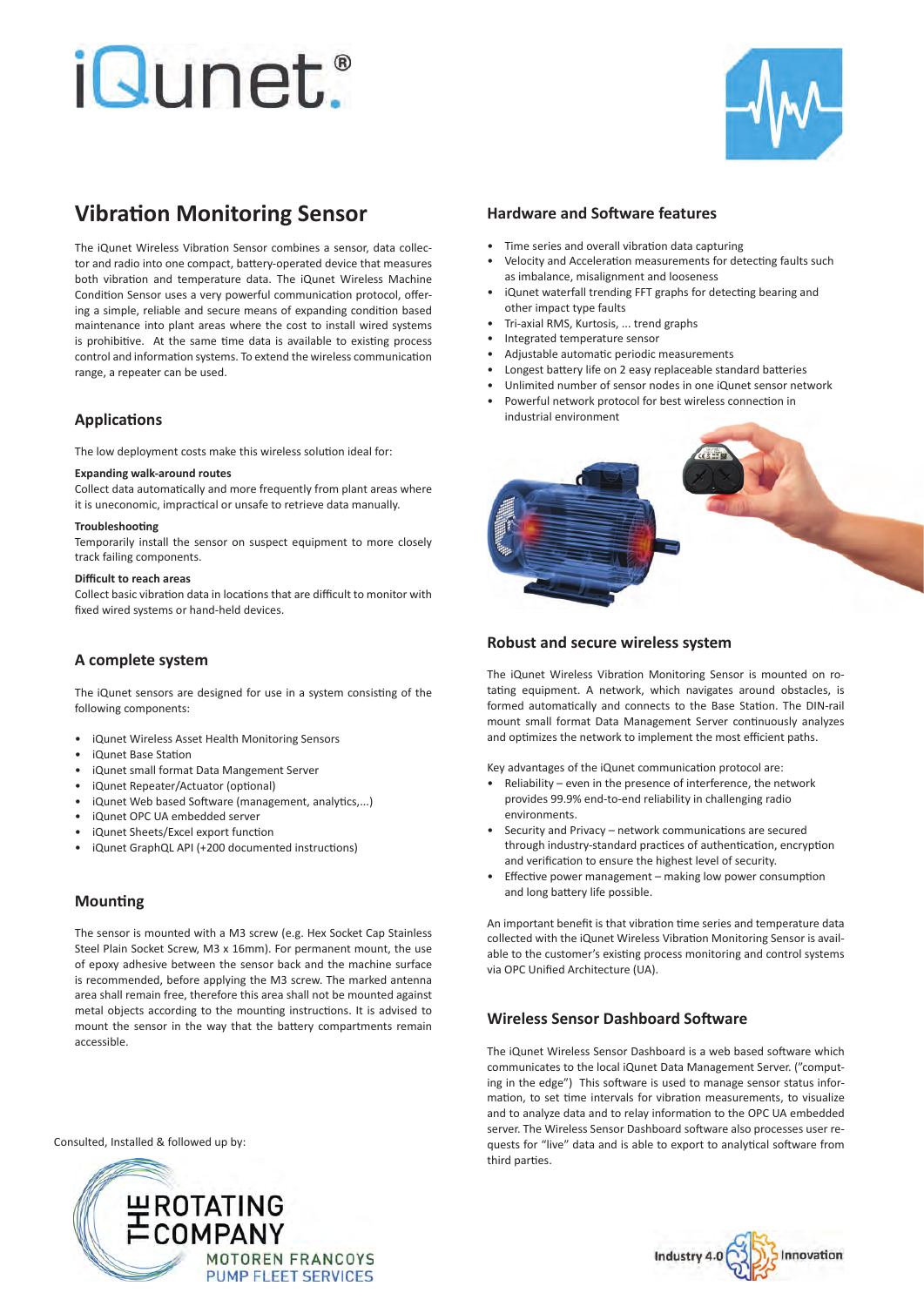# iQunet®

## Vibration Monitoring Sensor

The iQunet Wireless Vibration Sensor combines a sensor, data collector and radio into one compact, battery-operated device that measures both vibration and temperature data. The iQunet Wireless Machine Condition Sensor uses a very powerful communication protocol, offering a simple, reliable and secure means of expanding condition based maintenance into plant areas where the cost to install wired systems is prohibitive. At the same time data is available to existing process control and information systems. To extend the wireless communication range, a repeater can be used.

## Applications

The low deployment costs make this wireless solution ideal for:

**Expanding walk-around routes**
Collect data automatically and more frequently from plant areas where it is uneconomic, impractical or unsafe to retrieve data manually.

**Troubleshooting**
Temporarily install the sensor on suspect equipment to more closely track failing components.

**Difficult to reach areas**
Collect basic vibration data in locations that are difficult to monitor with fixed wired systems or hand-held devices.

## A complete system

The iQunet sensors are designed for use in a system consisting of the following components:

- iQunet Wireless Asset Health Monitoring Sensors
- iQunet Base Station
- iQunet small format Data Mangement Server
- iQunet Repeater/Actuator (optional)
- iQunet Web based Software (management, analytics,...)
- iQunet OPC UA embedded server
- iQunet Sheets/Excel export function
- iQunet GraphQL API (+200 documented instructions)

## Mounting

The sensor is mounted with a M3 screw (e.g. Hex Socket Cap Stainless Steel Plain Socket Screw, M3 x 16mm). For permanent mount, the use of epoxy adhesive between the sensor back and the machine surface is recommended, before applying the M3 screw. The marked antenna area shall remain free, therefore this area shall not be mounted against metal objects according to the mounting instructions. It is advised to mount the sensor in the way that the battery compartments remain accessible.

## Hardware and Software features

- Time series and overall vibration data capturing
- Velocity and Acceleration measurements for detecting faults such as imbalance, misalignment and looseness
- iQunet waterfall trending FFT graphs for detecting bearing and other impact type faults
- Tri-axial RMS, Kurtosis, ... trend graphs
- Integrated temperature sensor
- Adjustable automatic periodic measurements
- Longest battery life on 2 easy replaceable standard batteries
- Unlimited number of sensor nodes in one iQunet sensor network
- Powerful network protocol for best wireless connection in industrial environment

## Robust and secure wireless system

The iQunet Wireless Vibration Monitoring Sensor is mounted on rotating equipment. A network, which navigates around obstacles, is formed automatically and connects to the Base Station. The DIN-rail mount small format Data Management Server continuously analyzes and optimizes the network to implement the most efficient paths.

Key advantages of the iQunet communication protocol are:

- Reliability – even in the presence of interference, the network provides 99.9% end-to-end reliability in challenging radio environments.
- Security and Privacy – network communications are secured through industry-standard practices of authentication, encryption and verification to ensure the highest level of security.
- Effective power management – making low power consumption and long battery life possible.

An important benefit is that vibration time series and temperature data collected with the iQunet Wireless Vibration Monitoring Sensor is available to the customer's existing process monitoring and control systems via OPC Unified Architecture (UA).

## Wireless Sensor Dashboard Software

The iQunet Wireless Sensor Dashboard is a web based software which communicates to the local iQunet Data Management Server. ("computing in the edge") This software is used to manage sensor status information, to set time intervals for vibration measurements, to visualize and to analyze data and to relay information to the OPC UA embedded server. The Wireless Sensor Dashboard software also processes user requests for "live" data and is able to export to analytical software from third parties.

Consulted, Installed & followed up by:

THE ROTATING COMPANY
MOTOREN FRANCOYS
PUMP FLEET SERVICES

Industry 4.0 Innovation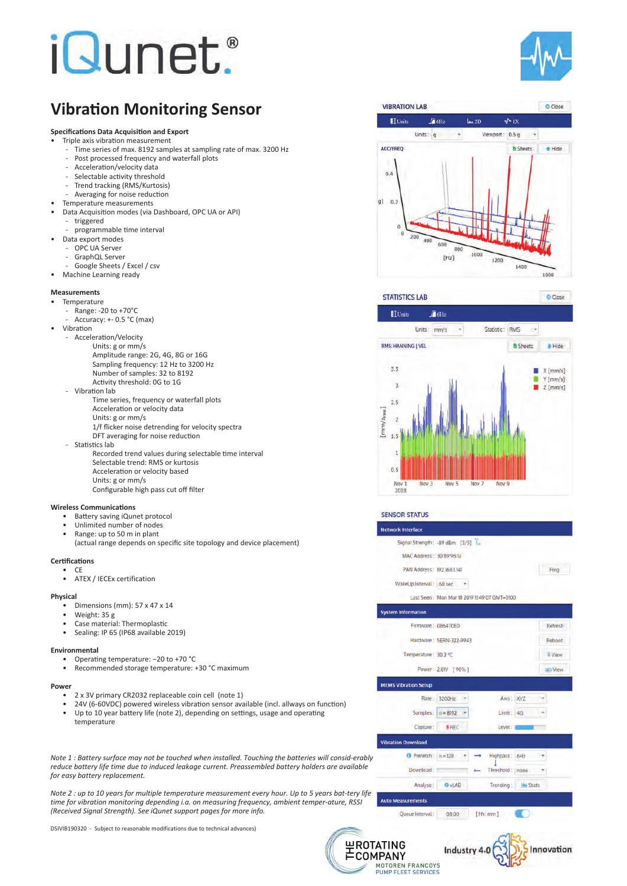# iQunet®

## Vibration Monitoring Sensor

**Specifications Data Acquisition and Export**

- Triple axis vibration measurement
  - Time series of max. 8192 samples at sampling rate of max. 3200 Hz
  - Post processed frequency and waterfall plots
  - Acceleration/velocity data
  - Selectable activity threshold
  - Trend tracking (RMS/Kurtosis)
  - Averaging for noise reduction
- Temperature measurements
- Data Acquisition modes (via Dashboard, OPC UA or API)
  - triggered
  - programmable time interval
- Data export modes
  - OPC UA Server
  - GraphQL Server
  - Google Sheets / Excel / csv
- Machine Learning ready

**Measurements**

- Temperature
  - Range: -20 to +70°C
  - Accuracy: +- 0.5 °C (max)
- Vibration
  - Acceleration/Velocity
    - Units: g or mm/s
    - Amplitude range: 2G, 4G, 8G or 16G
    - Sampling frequency: 12 Hz to 3200 Hz
    - Number of samples: 32 to 8192
    - Activity threshold: 0G to 1G
  - Vibration lab
    - Time series, frequency or waterfall plots
    - Acceleration or velocity data
    - Units: g or mm/s
    - 1/f flicker noise detrending for velocity spectra
    - DFT averaging for noise reduction
  - Statistics lab
    - Recorded trend values during selectable time interval
    - Selectable trend: RMS or kurtosis
    - Acceleration or velocity based
    - Units: g or mm/s
    - Configurable high pass cut off filter

**Wireless Communications**

- Battery saving iQunet protocol
- Unlimited number of nodes
- Range: up to 50 m in plant
  (actual range depends on specific site topology and device placement)

**Certifications**

- CE
- ATEX / IECEx certification

**Physical**

- Dimensions (mm): 57 x 47 x 14
- Weight: 35 g
- Case material: Thermoplastic
- Sealing: IP 65 (IP68 available 2019)

**Environmental**

- Operating temperature: −20 to +70 °C
- Recommended storage temperature: +30 °C maximum

**Power**

- 2 x 3V primary CR2032 replaceable coin cell (note 1)
- 24V (6-60VDC) powered wireless vibration sensor available (incl. allways on function)
- Up to 10 year battery life (note 2), depending on settings, usage and operating temperature

*Note 1 : Battery surface may not be touched when installed. Touching the batteries will consid-erably reduce battery life time due to induced leakage current. Preassembled battery holders are available for easy battery replacement.*

*Note 2 : up to 10 years for multiple temperature measurement every hour. Up to 5 years bat-tery life time for vibration monitoring depending i.a. on measuring frequency, ambient temper-ature, RSSI (Received Signal Strength). See iQunet support pages for more info.*

DSIVIB190320 - Subject to reasonable modifications due to technical advances)

VIBRATION LAB
Close
Units | 6Hz | 2D | 1X
Units: g | Viewport: 0.5 g
ACC/FREQ | Sheets | Hide
0.4
[g] 0.2
0
0 200 400 600 800 1000 1200 1400 1600
[Hz]

STATISTICS LAB
Close
Units | 6Hz
Units: mm/s | Statistic: RMS
RMS: HANNING | VEL | Sheets | Hide
3.5
3
2.5
2
1.5
1
0.5
[mm/s rms]
Nov 1 2018 | Nov 3 | Nov 5 | Nov 7 | Nov 9
X [mm/s]
Y [mm/s]
Z [mm/s]

SENSOR STATUS

Network Interface
Signal Strength: -89 dBm [3/5]
MAC Address: 30:89:96:1a
PAN Address: 192.168.1.141 | Ping
WakeUp Interval: 60 sec
Last Seen: Mon Mar 18 2019 11:49:07 GMT+0100

System Information
Firmware: 0B6470E0 | Refresh
Hardware: SERN-322-9943 | Reboot
Temperature: 30.3 °C | View
Power: 2.81V [90%] | View

MEMS Vibration Setup
Rate: 3200Hz | Axis: XYZ
Samples: n=8192 | Limit: 4G
Capture: REC | Level:

Vibration Download
Prefetch: n=128 | Highpass: 6Hz
Download: | Threshold: none
Analyse: vLAB | Trending: Stats

Auto Measurements
Queue Interval: 08:00 [hh:mm]

THE ROTATING COMPANY
MOTOREN FRANCOYS
PUMP FLEET SERVICES

Industry 4.0 Innovation